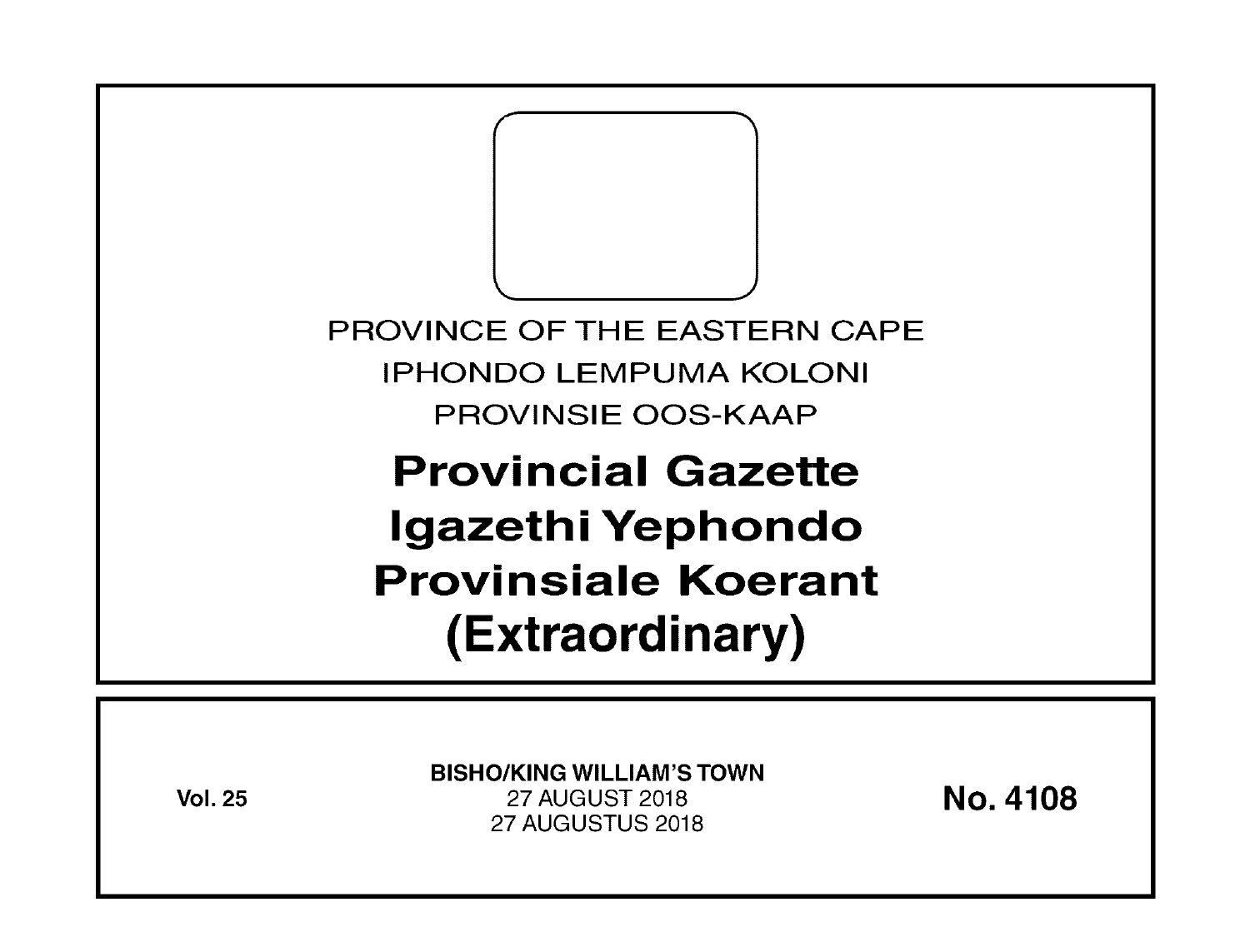PROVINCE OF THE EASTERN CAPE

IPHONDO LEMPUMA KOLONI

PROVINSIE OOS-KAAP

# Provincial Gazette
# Igazethi Yephondo
# Provinsiale Koerant
# (Extraordinary)

**Vol. 25**

**BISHO/KING WILLIAM'S TOWN**
27 AUGUST 2018
27 AUGUSTUS 2018

**No. 4108**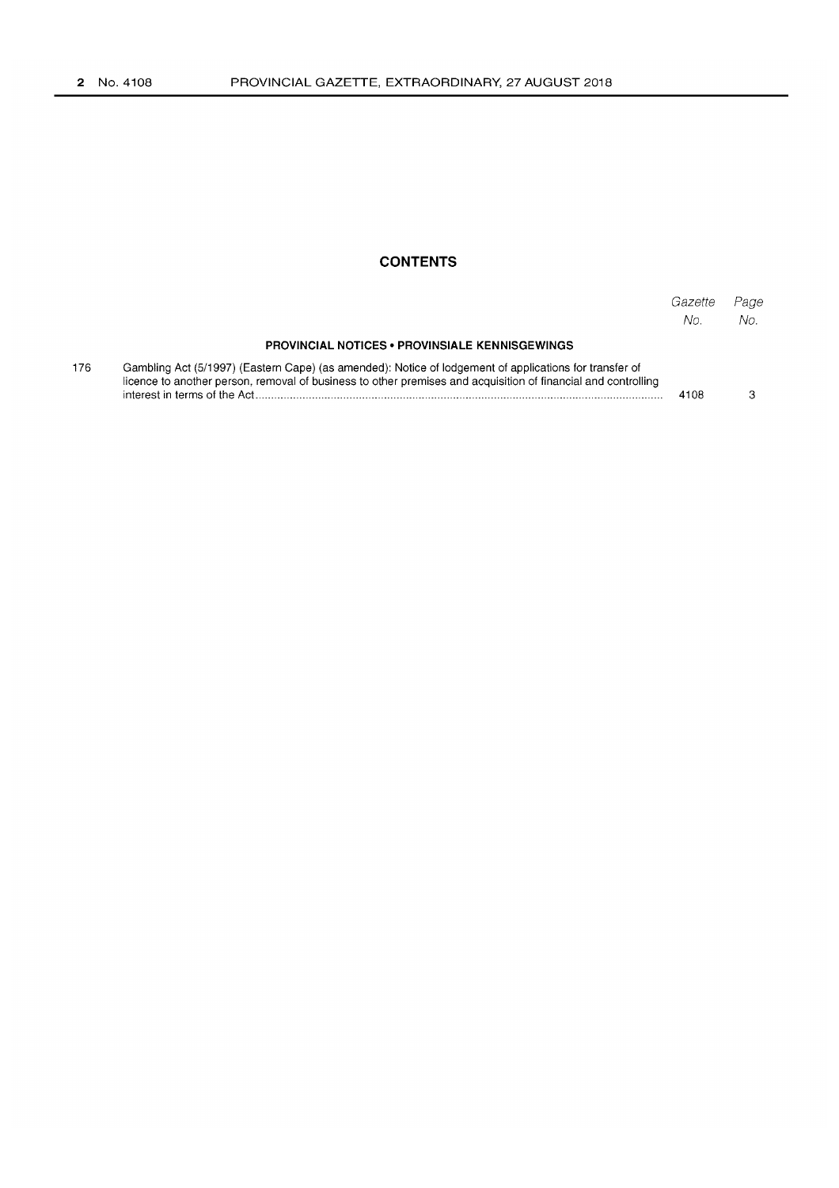## CONTENTS

| | | Gazette No. | Page No. |
|---|---|---|---|
| | **PROVINCIAL NOTICES • PROVINSIALE KENNISGEWINGS** | | |
| 176 | Gambling Act (5/1997) (Eastern Cape) (as amended): Notice of lodgement of applications for transfer of licence to another person, removal of business to other premises and acquisition of financial and controlling interest in terms of the Act | 4108 | 3 |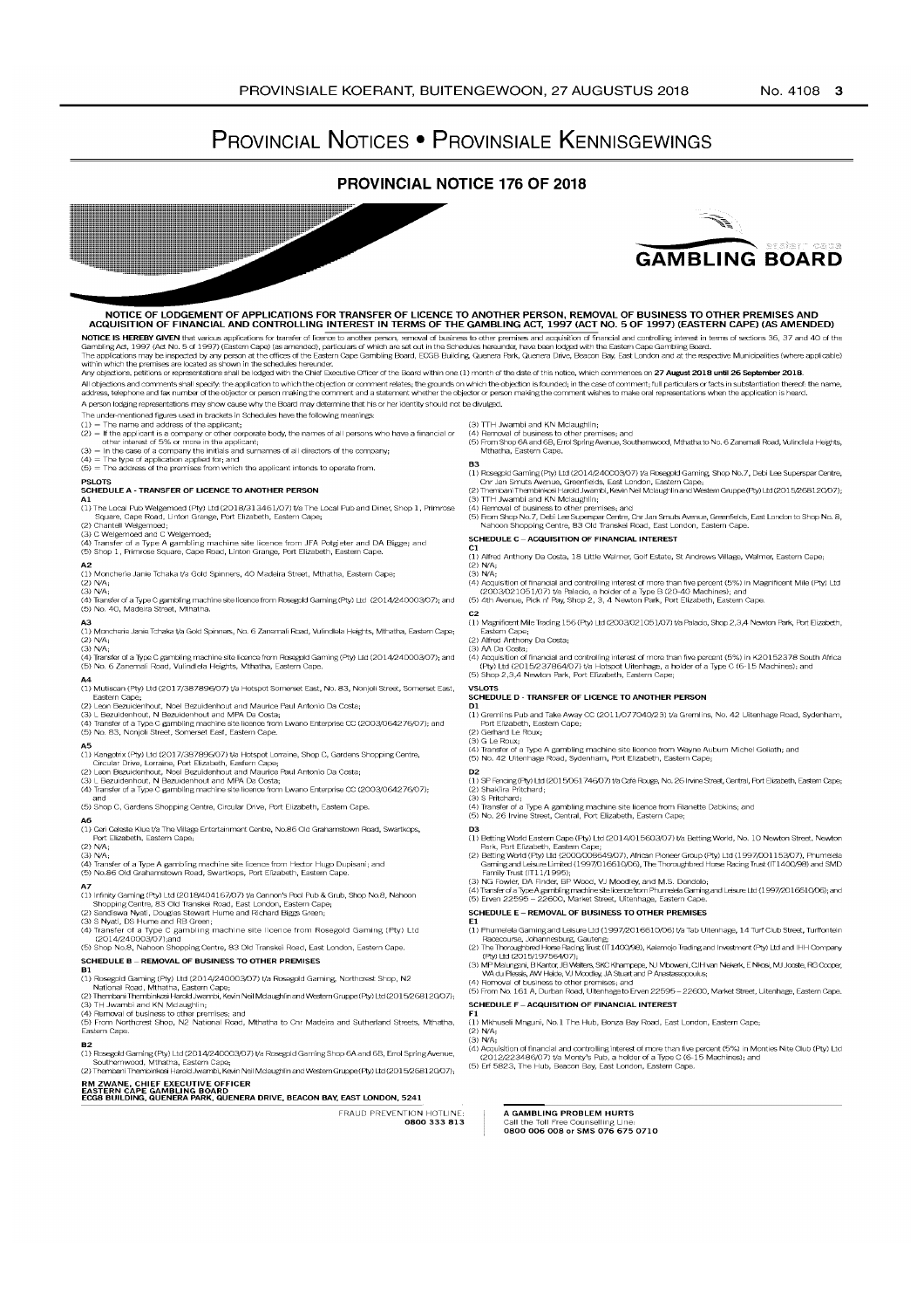# Provincial Notices • Provinsiale Kennisgewings

## PROVINCIAL NOTICE 176 OF 2018

EASTERN CAPE
**GAMBLING BOARD**

### NOTICE OF LODGEMENT OF APPLICATIONS FOR TRANSFER OF LICENCE TO ANOTHER PERSON, REMOVAL OF BUSINESS TO OTHER PREMISES AND ACQUISITION OF FINANCIAL AND CONTROLLING INTEREST IN TERMS OF THE GAMBLING ACT, 1997 (ACT NO. 5 OF 1997) (EASTERN CAPE) (AS AMENDED)

**NOTICE IS HEREBY GIVEN** that various applications for transfer of licence to another person, removal of business to other premises and acquisition of financial and controlling interest in terms of sections 36, 37 and 40 of the Gambling Act, 1997 (Act No. 5 of 1997) (Eastern Cape) (as amended), particulars of which are set out in the Schedules hereunder, have been lodged with the Eastern Cape Gambling Board.

The applications may be inspected by any person at the offices of the Eastern Cape Gambling Board, ECGB Building, Quenera Park, Quenera Drive, Beacon Bay, East London and at the respective Municipalities (where applicable) within which the premises are located as shown in the schedules hereunder.

Any objections, petitions or representations shall be lodged with the Chief Executive Officer of the Board within one (1) month of the date of this notice, which commences on **27 August 2018 until 26 September 2018**.

All objections and comments shall specify: the application to which the objection or comment relates; the grounds on which the objection is founded; in the case of comment; full particulars or facts in substantiation thereof: the name, address, telephone and fax number of the objector or person making the comment and a statement whether the objector or person making the comment wishes to make oral representations when the application is heard.

A person lodging representations may show cause why the Board may determine that his or her identity should not be divulged.

The under-mentioned figures used in brackets in Schedules have the following meanings:
(1) = The name and address of the applicant;
(2) = If the applicant is a company or other corporate body, the names of all persons who have a financial or other interest of 5% or more in the applicant;
(3) = In the case of a company the initials and surnames of all directors of the company;
(4) = The type of application applied for; and
(5) = The address of the premises from which the applicant intends to operate from.

### PSLOTS

#### SCHEDULE A - TRANSFER OF LICENCE TO ANOTHER PERSON

**A1**
(1) The Local Pub Welgemoed (Pty) Ltd (2018/313461/07) t/a The Local Pub and Diner, Shop 1, Primrose Square, Cape Road, Linton Grange, Port Elizabeth, Eastern Cape;
(2) Chantell Welgemoed;
(3) C Welgemoed and C Welgemoed;
(4) Transfer of a Type A gambling machine site licence from JFA Potgieter and DA Bigge; and
(5) Shop 1, Primrose Square, Cape Road, Linton Grange, Port Elizabeth, Eastern Cape.

**A2**
(1) Moncherie Janie Tchaka t/a Gold Spinners, 40 Madeira Street, Mthatha, Eastern Cape;
(2) N/A;
(3) N/A;
(4) Transfer of a Type C gambling machine site licence from Rosegold Gaming (Pty) Ltd (2014/240003/07); and
(5) No. 40, Madeira Street, Mthatha.

**A3**
(1) Moncherie Janie Tchaka t/a Gold Spinners, No. 6 Zanemali Road, Vulindlela Heights, Mthatha, Eastern Cape;
(2) N/A;
(3) N/A;
(4) Transfer of a Type C gambling machine site licence from Rosegold Gaming (Pty) Ltd (2014/240003/07); and
(5) No. 6 Zanemali Road, Vulindlela Heights, Mthatha, Eastern Cape.

**A4**
(1) Mutiscan (Pty) Ltd (2017/387896/07) t/a Hotspot Somerset East, No. 83, Nonjoli Street, Somerset East, Eastern Cape;
(2) Leon Bezuidenhout, Noel Bezuidenhout and Maurice Paul Antonio Da Costa;
(3) L Bezuidenhout, N Bezuidenhout and MPA Da Costa;
(4) Transfer of a Type C gambling machine site licence from Lwano Enterprise CC (2003/064276/07); and
(5) No. 83, Nonjoli Street, Somerset East, Eastern Cape.

**A5**
(1) Kengotrix (Pty) Ltd (2017/387895/07) t/a Hotspot Lorraine, Shop C, Gardens Shopping Centre, Circular Drive, Lorraine, Port Elizabeth, Eastern Cape;
(2) Leon Bezuidenhout, Noel Bezuidenhout and Maurice Paul Antonio Da Costa;
(3) L Bezuidenhout, N Bezuidenhout and MPA Da Costa;
(4) Transfer of a Type C gambling machine site licence from Lwano Enterprise CC (2003/064276/07); and
(5) Shop C, Gardens Shopping Centre, Circular Drive, Port Elizabeth, Eastern Cape.

**A6**
(1) Ceri Celeste Kluo t/a The Village Entertainment Centre, No.86 Old Grahamstown Road, Swartkops, Port Elizabeth, Eastern Cape;
(2) N/A;
(3) N/A;
(4) Transfer of a Type A gambling machine site licence from Hector Hugo Dupisani; and
(5) No.86 Old Grahamstown Road, Swartkops, Port Elizabeth, Eastern Cape.

**A7**
(1) Infinity Gaming (Pty) Ltd (2018/404167/07) t/a Cannon's Pool Pub & Grub, Shop No.8, Nahoon Shopping Centre, 83 Old Transkei Road, East London, Eastern Cape;
(2) Sandiswa Nyati, Douglas Stewart Hume and Richard Biggs Green;
(3) S Nyati, DS Hume and RB Green;
(4) Transfer of a Type C gambling machine site licence from Rosegold Gaming (Pty) Ltd (2014/240003/07) and
(5) Shop No.8, Nahoon Shopping Centre, 83 Old Transkei Road, East London, Eastern Cape.

#### SCHEDULE B – REMOVAL OF BUSINESS TO OTHER PREMISES

**B1**
(1) Rosegold Gaming (Pty) Ltd (2014/240003/07) t/a Rosegold Gaming, Northcrest Shop, N2 National Road, Mthatha, Eastern Cape;
(2) Thembani Thembinkosi Harold Jwambi, Kevin Neil Mclaughlin and Western Gruppe (Pty) Ltd (2015/268120/07);
(3) TH Jwambi and KN Mclaughlin;
(4) Removal of business to other premises; and
(5) From Northcrest Shop, N2 National Road, Mthatha to Cnr Madeira and Sutherland Streets, Mthatha, Eastern Cape.

**B2**
(1) Rosegold Gaming (Pty) Ltd (2014/240003/07) t/a Rosegold Gaming Shop 6A and 6B, Errol Spring Avenue, Southernwood, Mthatha, Eastern Cape;
(2) Thembani Thembinkosi Harold Jwambi, Kevin Neil Mclaughlin and Western Gruppe (Pty) Ltd (2015/268120/07);
(3) TTH Jwambi and KN Mclaughlin;
(4) Removal of business to other premises; and
(5) From Shop 6A and 6B, Errol Spring Avenue, Southernwood, Mthatha to No. 6 Zanemali Road, Vulindlela Heights, Mthatha, Eastern Cape.

**B3**
(1) Rosegold Gaming (Pty) Ltd (2014/240003/07) t/a Rosegold Gaming, Shop No.7, Debi Lee Superspar Centre, Cnr Jan Smuts Avenue, Greenfields, East London, Eastern Cape;
(2) Thembani Thembinkosi Harold Jwambi, Kevin Neil Mclaughlin and Western Gruppe (Pty) Ltd (2015/268120/07);
(3) TTH Jwambi and KN Mclaughlin;
(4) Removal of business to other premises; and
(5) From Shop No.7, Debi Lee Superspar Centre, Cnr Jan Smuts Avenue, Greenfields, East London to Shop No. 8, Nahoon Shopping Centre, 83 Old Transkei Road, East London, Eastern Cape.

#### SCHEDULE C – ACQUISITION OF FINANCIAL INTEREST

**C1**
(1) Alfred Anthony Da Costa, 18 Little Walmer, Golf Estate, St Andrews Village, Walmer, Eastern Cape;
(2) N/A;
(3) N/A;
(4) Acquisition of financial and controlling interest of more than five percent (5%) in Magnificent Mile (Pty) Ltd (2003/021051/07) t/a Palacio, a holder of a Type B (20-40 Machines); and
(5) 4th Avenue, Pick n' Pay, Shop 2, 3, 4 Newton Park, Port Elizabeth, Eastern Cape.

**C2**
(1) Magnificent Mile Trading 156 (Pty) Ltd (2003/021051/07) t/a Palacio, Shop 2,3,4 Newton Park, Port Elizabeth, Eastern Cape;
(2) Alfred Anthony Da Costa;
(3) AA Da Costa;
(4) Acquisition of financial and controlling interest of more than five percent (5%) in K20152378 South Africa (Pty) Ltd (2015/237864/07) t/a Hotspot Uitenhage, a holder of a Type C (6-15 Machines); and
(5) Shop 2,3,4 Newton Park, Port Elizabeth, Eastern Cape;

### VSLOTS

#### SCHEDULE D - TRANSFER OF LICENCE TO ANOTHER PERSON

**D1**
(1) Gremlins Pub and Take Away CC (2011/077040/23) t/a Gremlins, No. 42 Uitenhage Road, Sydenham, Port Elizabeth, Eastern Cape;
(2) Gerhard Le Roux;
(3) G Le Roux;
(4) Transfer of a Type A gambling machine site licence from Wayne Auburn Michel Goliath; and
(5) No. 42 Uitenhage Road, Sydenham, Port Elizabeth, Eastern Cape;

**D2**
(1) SP Fencing (Pty) Ltd (2015/061746/07) t/a Cafe Rouge, No. 26 Irvine Street, Central, Port Elizabeth, Eastern Cape;
(2) Shaklira Pritchard;
(3) S Pritchard;
(4) Transfer of a Type A gambling machine site licence from Rianette Dobkins; and
(5) No. 26 Irvine Street, Central, Port Elizabeth, Eastern Cape;

**D3**
(1) Betting World Eastern Cape (Pty) Ltd (2014/015603/07) t/a Betting World, No. 10 Newton Street, Newton Park, Port Elizabeth, Eastern Cape;
(2) Betting World (Pty) Ltd (2000/006649/07), African Pioneer Group (Pty) Ltd (1997/001153/07), Phumelela Gaming and Leisure Limited (1997/016610/06), The Thoroughbred Horse Racing Trust (IT1400/98) and SMD Family Trust (IT11/1995);
(3) NG Fowler, DA Finder, BP Wood, VJ Moodley, and M.S. Dendolo;
(4) Transfer of a Type A gambling machine site licence from Phumelela Gaming and Leisure Ltd (1997/016610/06); and
(5) Erven 22595 – 22600, Market Street, Uitenhage, Eastern Cape.

#### SCHEDULE E – REMOVAL OF BUSINESS TO OTHER PREMISES

**E1**
(1) Phumelela Gaming and Leisure Ltd (1997/016610/06) t/a Tab Uitenhage, 14 Turf Club Street, Turffontein Racecourse, Johannesburg, Gauteng;
(2) The Thoroughbred Horse Racing Trust (IT1400/98), Kalamojo Trading and Investment (Pty) Ltd and IHH Company (Pty) Ltd (2015/197564/07);
(3) MP Malungani, B Kantor, JB Walters, SKC Khampepe, NJ Mboweni, CJH van Niekerk, E Nkosi, MJ Jooste, RG Cooper, WA du Plessis, AW Heide, VJ Moodley, JA Stuart and P Anastassopoulus;
(4) Removal of business to other premises; and
(5) From No. 161 A, Durban Road, Uitenhage to Erven 22595 – 22600, Market Street, Uitenhage, Eastern Cape.

#### SCHEDULE F – ACQUISITION OF FINANCIAL INTEREST

**F1**
(1) Mkhuseli Mnguni, No.1 The Hub, Bonza Bay Road, East London, Eastern Cape;
(2) N/A;
(3) N/A;
(4) Acquisition of financial and controlling interest of more than five percent (5%) in Monties Nite Club (Pty) Ltd (2012/223486/07) t/a Monty's Pub, a holder of a Type C (6-15 Machines); and
(5) Erf 5823, The Hub, Beacon Bay, East London, Eastern Cape.

**RM ZWANE, CHIEF EXECUTIVE OFFICER**
**EASTERN CAPE GAMBLING BOARD**
**ECGB BUILDING, QUENERA PARK, QUENERA DRIVE, BEACON BAY, EAST LONDON, 5241**

FRAUD PREVENTION HOTLINE:
**0800 333 813**

**A GAMBLING PROBLEM HURTS**
Call the Toll Free Counselling Line:
**0800 006 008 or SMS 076 675 0710**